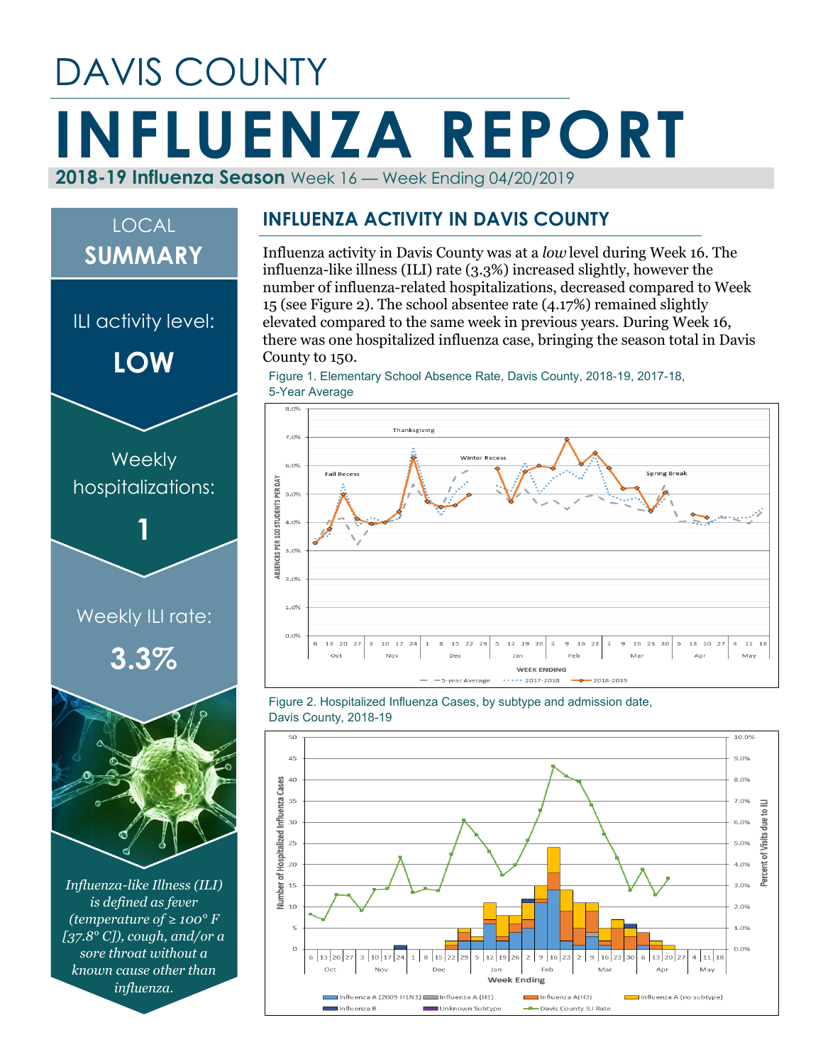# DAVIS COUNTY

# INFLUENZA REPORT

**2018-19 Influenza Season** Week 16 — Week Ending 04/20/2019

## LOCAL SUMMARY

ILI activity level:

**LOW**

Weekly hospitalizations:

**1**

Weekly ILI rate:

**3.3%**

*Influenza-like Illness (ILI) is defined as fever (temperature of ≥ 100° F [37.8° C]), cough, and/or a sore throat without a known cause other than influenza.*

## INFLUENZA ACTIVITY IN DAVIS COUNTY

Influenza activity in Davis County was at a *low* level during Week 16. The influenza-like illness (ILI) rate (3.3%) increased slightly, however the number of influenza-related hospitalizations, decreased compared to Week 15 (see Figure 2). The school absentee rate (4.17%) remained slightly elevated compared to the same week in previous years. During Week 16, there was one hospitalized influenza case, bringing the season total in Davis County to 150.

Figure 1. Elementary School Absence Rate, Davis County, 2018-19, 2017-18, 5-Year Average

Figure 2. Hospitalized Influenza Cases, by subtype and admission date, Davis County, 2018-19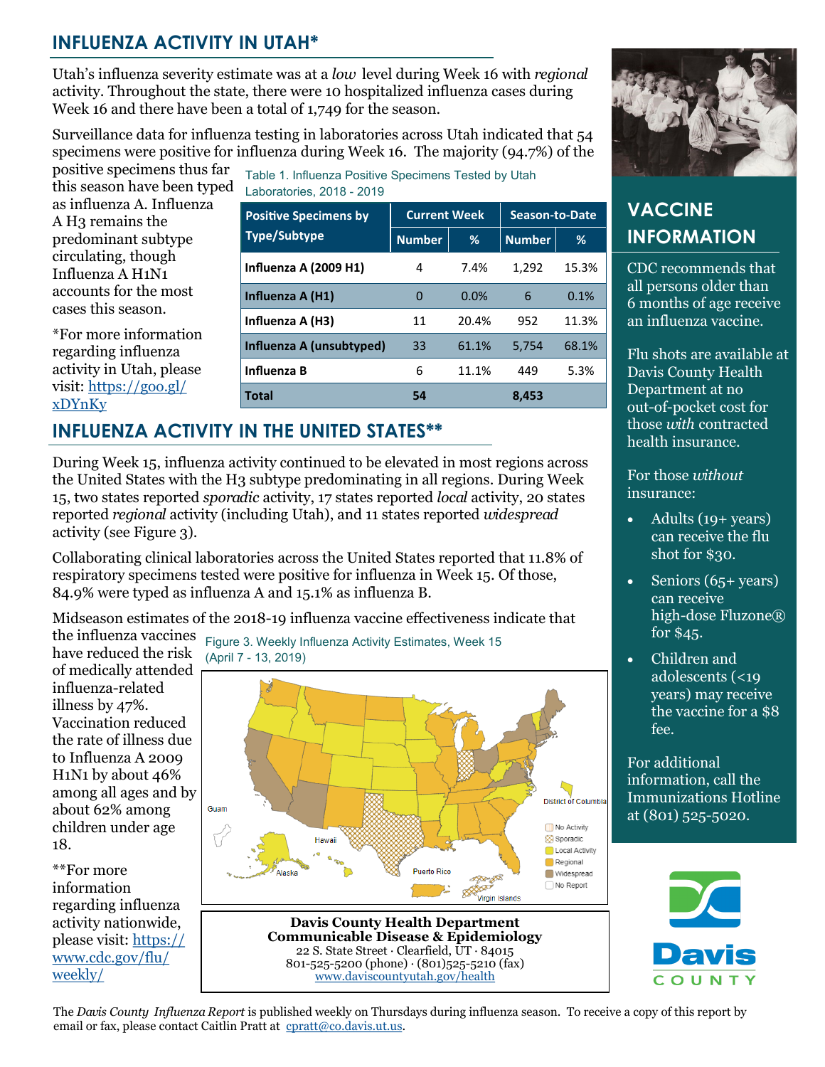## INFLUENZA ACTIVITY IN UTAH*

Utah's influenza severity estimate was at a *low* level during Week 16 with *regional* activity. Throughout the state, there were 10 hospitalized influenza cases during Week 16 and there have been a total of 1,749 for the season.

Surveillance data for influenza testing in laboratories across Utah indicated that 54 specimens were positive for influenza during Week 16. The majority (94.7%) of the positive specimens thus far this season have been typed as influenza A. Influenza A H3 remains the predominant subtype circulating, though Influenza A H1N1 accounts for the most cases this season.

*For more information regarding influenza activity in Utah, please visit: https://goo.gl/xDYnKy

Table 1. Influenza Positive Specimens Tested by Utah Laboratories, 2018 - 2019

| Positive Specimens by Type/Subtype | Current Week | | Season-to-Date | |
|---|---|---|---|---|
| | Number | % | Number | % |
| Influenza A (2009 H1) | 4 | 7.4% | 1,292 | 15.3% |
| Influenza A (H1) | 0 | 0.0% | 6 | 0.1% |
| Influenza A (H3) | 11 | 20.4% | 952 | 11.3% |
| Influenza A (unsubtyped) | 33 | 61.1% | 5,754 | 68.1% |
| Influenza B | 6 | 11.1% | 449 | 5.3% |
| **Total** | **54** | | **8,453** | |

## INFLUENZA ACTIVITY IN THE UNITED STATES**

During Week 15, influenza activity continued to be elevated in most regions across the United States with the H3 subtype predominating in all regions. During Week 15, two states reported *sporadic* activity, 17 states reported *local* activity, 20 states reported *regional* activity (including Utah), and 11 states reported *widespread* activity (see Figure 3).

Collaborating clinical laboratories across the United States reported that 11.8% of respiratory specimens tested were positive for influenza in Week 15. Of those, 84.9% were typed as influenza A and 15.1% as influenza B.

Midseason estimates of the 2018-19 influenza vaccine effectiveness indicate that the influenza vaccines have reduced the risk of medically attended influenza-related illness by 47%. Vaccination reduced the rate of illness due to Influenza A 2009 H1N1 by about 46% among all ages and by about 62% among children under age 18.

**For more information regarding influenza activity nationwide, please visit: https://www.cdc.gov/flu/weekly/

Figure 3. Weekly Influenza Activity Estimates, Week 15 (April 7 - 13, 2019)

Guam
Hawaii
Alaska
Puerto Rico
Virgin Islands
District of Columbia
No Activity
Sporadic
Local Activity
Regional
Widespread
No Report

**Davis County Health Department**
**Communicable Disease & Epidemiology**
22 S. State Street · Clearfield, UT · 84015
801-525-5200 (phone) · (801)525-5210 (fax)
www.daviscountyutah.gov/health

## VACCINE INFORMATION

CDC recommends that all persons older than 6 months of age receive an influenza vaccine.

Flu shots are available at Davis County Health Department at no out-of-pocket cost for those *with* contracted health insurance.

For those *without* insurance:

- Adults (19+ years) can receive the flu shot for $30.
- Seniors (65+ years) can receive high-dose Fluzone® for $45.
- Children and adolescents (<19 years) may receive the vaccine for a $8 fee.

For additional information, call the Immunizations Hotline at (801) 525-5020.

Davis COUNTY

The *Davis County Influenza Report* is published weekly on Thursdays during influenza season. To receive a copy of this report by email or fax, please contact Caitlin Pratt at cpratt@co.davis.ut.us.